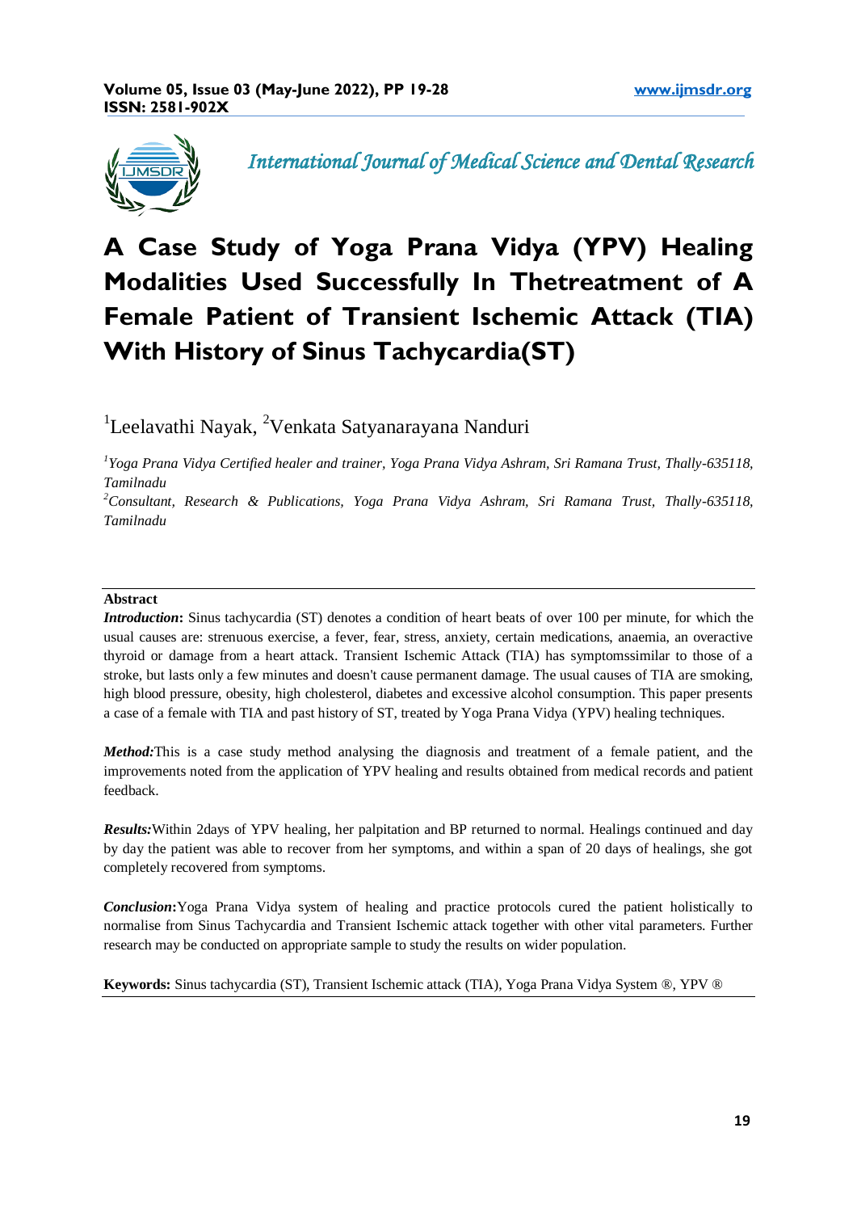*International Journal of Medical Science and Dental Research*

# A Case Study of Yoga Prana Vidya (YPV) Healing Modalities Used Successfully In Thetreatment of A Female Patient of Transient Ischemic Attack (TIA) With History of Sinus Tachycardia(ST)

[1]Leelavathi Nayak, [2]Venkata Satyanarayana Nanduri

*[1]Yoga Prana Vidya Certified healer and trainer, Yoga Prana Vidya Ashram, Sri Ramana Trust, Thally-635118, Tamilnadu*

*[2]Consultant, Research & Publications, Yoga Prana Vidya Ashram, Sri Ramana Trust, Thally-635118, Tamilnadu*

**Abstract**

***Introduction*:** Sinus tachycardia (ST) denotes a condition of heart beats of over 100 per minute, for which the usual causes are: strenuous exercise, a fever, fear, stress, anxiety, certain medications, anaemia, an overactive thyroid or damage from a heart attack. Transient Ischemic Attack (TIA) has symptomssimilar to those of a stroke, but lasts only a few minutes and doesn't cause permanent damage. The usual causes of TIA are smoking, high blood pressure, obesity, high cholesterol, diabetes and excessive alcohol consumption. This paper presents a case of a female with TIA and past history of ST, treated by Yoga Prana Vidya (YPV) healing techniques.

***Method:***This is a case study method analysing the diagnosis and treatment of a female patient, and the improvements noted from the application of YPV healing and results obtained from medical records and patient feedback.

***Results:***Within 2days of YPV healing, her palpitation and BP returned to normal. Healings continued and day by day the patient was able to recover from her symptoms, and within a span of 20 days of healings, she got completely recovered from symptoms.

***Conclusion*:**Yoga Prana Vidya system of healing and practice protocols cured the patient holistically to normalise from Sinus Tachycardia and Transient Ischemic attack together with other vital parameters. Further research may be conducted on appropriate sample to study the results on wider population.

**Keywords:** Sinus tachycardia (ST), Transient Ischemic attack (TIA), Yoga Prana Vidya System ®, YPV ®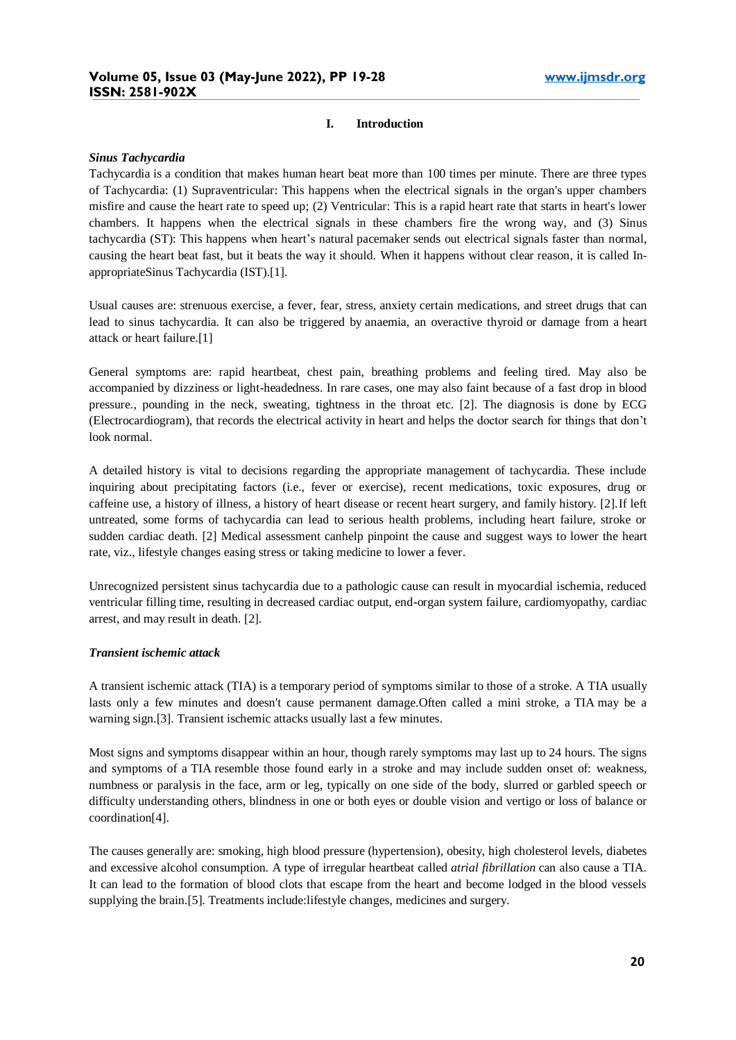## I. Introduction

***Sinus Tachycardia***

Tachycardia is a condition that makes human heart beat more than 100 times per minute. There are three types of Tachycardia: (1) Supraventricular: This happens when the electrical signals in the organ's upper chambers misfire and cause the heart rate to speed up; (2) Ventricular: This is a rapid heart rate that starts in heart's lower chambers. It happens when the electrical signals in these chambers fire the wrong way, and (3) Sinus tachycardia (ST): This happens when heart's natural pacemaker sends out electrical signals faster than normal, causing the heart beat fast, but it beats the way it should. When it happens without clear reason, it is called In-appropriateSinus Tachycardia (IST).[1].

Usual causes are: strenuous exercise, a fever, fear, stress, anxiety certain medications, and street drugs that can lead to sinus tachycardia. It can also be triggered by anaemia, an overactive thyroid or damage from a heart attack or heart failure.[1]

General symptoms are: rapid heartbeat, chest pain, breathing problems and feeling tired. May also be accompanied by dizziness or light-headedness. In rare cases, one may also faint because of a fast drop in blood pressure., pounding in the neck, sweating, tightness in the throat etc. [2]. The diagnosis is done by ECG (Electrocardiogram), that records the electrical activity in heart and helps the doctor search for things that don't look normal.

A detailed history is vital to decisions regarding the appropriate management of tachycardia. These include inquiring about precipitating factors (i.e., fever or exercise), recent medications, toxic exposures, drug or caffeine use, a history of illness, a history of heart disease or recent heart surgery, and family history. [2].If left untreated, some forms of tachycardia can lead to serious health problems, including heart failure, stroke or sudden cardiac death. [2] Medical assessment canhelp pinpoint the cause and suggest ways to lower the heart rate, viz., lifestyle changes easing stress or taking medicine to lower a fever.

Unrecognized persistent sinus tachycardia due to a pathologic cause can result in myocardial ischemia, reduced ventricular filling time, resulting in decreased cardiac output, end-organ system failure, cardiomyopathy, cardiac arrest, and may result in death. [2].

***Transient ischemic attack***

A transient ischemic attack (TIA) is a temporary period of symptoms similar to those of a stroke. A TIA usually lasts only a few minutes and doesn't cause permanent damage.Often called a mini stroke, a TIA may be a warning sign.[3]. Transient ischemic attacks usually last a few minutes.

Most signs and symptoms disappear within an hour, though rarely symptoms may last up to 24 hours. The signs and symptoms of a TIA resemble those found early in a stroke and may include sudden onset of: weakness, numbness or paralysis in the face, arm or leg, typically on one side of the body, slurred or garbled speech or difficulty understanding others, blindness in one or both eyes or double vision and vertigo or loss of balance or coordination[4].

The causes generally are: smoking, high blood pressure (hypertension), obesity, high cholesterol levels, diabetes and excessive alcohol consumption. A type of irregular heartbeat called *atrial fibrillation* can also cause a TIA. It can lead to the formation of blood clots that escape from the heart and become lodged in the blood vessels supplying the brain.[5]. Treatments include:lifestyle changes, medicines and surgery.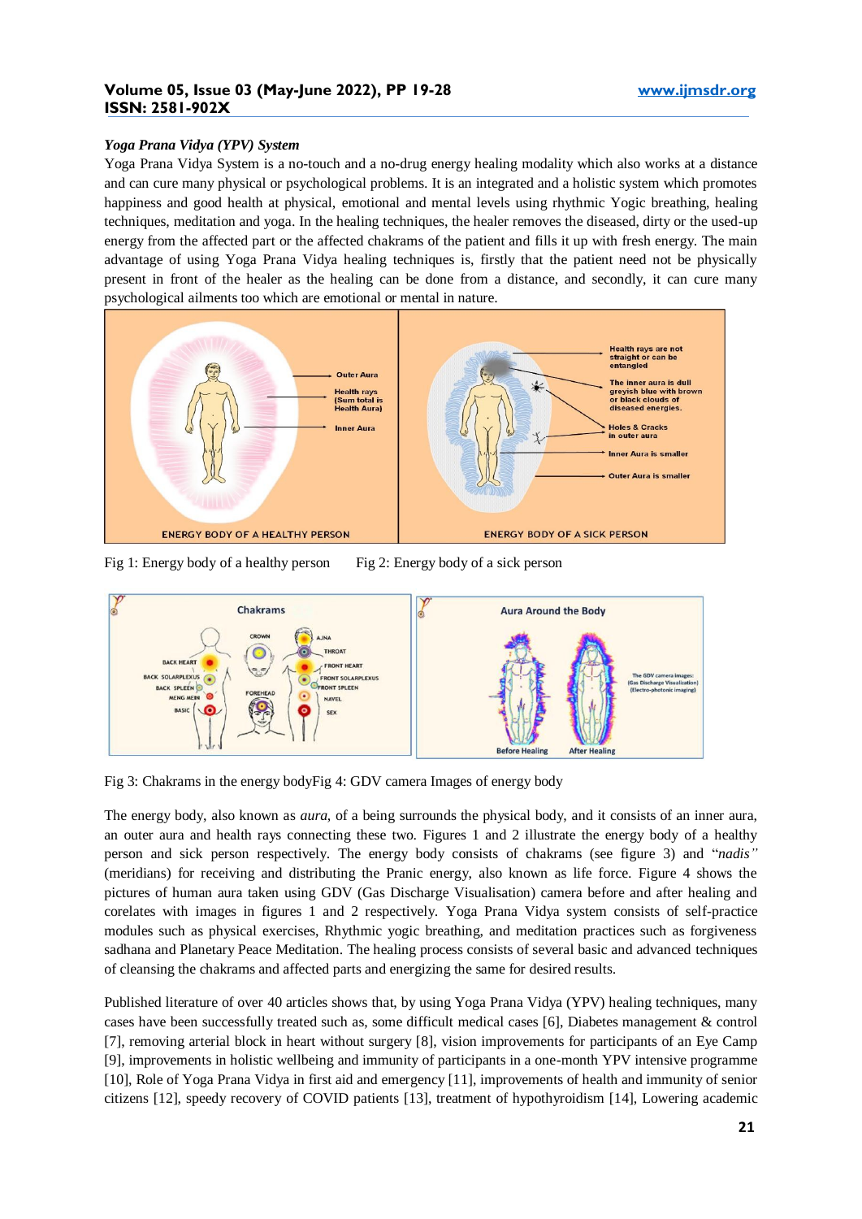*Yoga Prana Vidya (YPV) System*

Yoga Prana Vidya System is a no-touch and a no-drug energy healing modality which also works at a distance and can cure many physical or psychological problems. It is an integrated and a holistic system which promotes happiness and good health at physical, emotional and mental levels using rhythmic Yogic breathing, healing techniques, meditation and yoga. In the healing techniques, the healer removes the diseased, dirty or the used-up energy from the affected part or the affected chakrams of the patient and fills it up with fresh energy. The main advantage of using Yoga Prana Vidya healing techniques is, firstly that the patient need not be physically present in front of the healer as the healing can be done from a distance, and secondly, it can cure many psychological ailments too which are emotional or mental in nature.

Fig 1: Energy body of a healthy person Fig 2: Energy body of a sick person

Fig 3: Chakrams in the energy bodyFig 4: GDV camera Images of energy body

The energy body, also known as *aura*, of a being surrounds the physical body, and it consists of an inner aura, an outer aura and health rays connecting these two. Figures 1 and 2 illustrate the energy body of a healthy person and sick person respectively. The energy body consists of chakrams (see figure 3) and "*nadis"* (meridians) for receiving and distributing the Pranic energy, also known as life force. Figure 4 shows the pictures of human aura taken using GDV (Gas Discharge Visualisation) camera before and after healing and corelates with images in figures 1 and 2 respectively. Yoga Prana Vidya system consists of self-practice modules such as physical exercises, Rhythmic yogic breathing, and meditation practices such as forgiveness sadhana and Planetary Peace Meditation. The healing process consists of several basic and advanced techniques of cleansing the chakrams and affected parts and energizing the same for desired results.

Published literature of over 40 articles shows that, by using Yoga Prana Vidya (YPV) healing techniques, many cases have been successfully treated such as, some difficult medical cases [6], Diabetes management & control [7], removing arterial block in heart without surgery [8], vision improvements for participants of an Eye Camp [9], improvements in holistic wellbeing and immunity of participants in a one-month YPV intensive programme [10], Role of Yoga Prana Vidya in first aid and emergency [11], improvements of health and immunity of senior citizens [12], speedy recovery of COVID patients [13], treatment of hypothyroidism [14], Lowering academic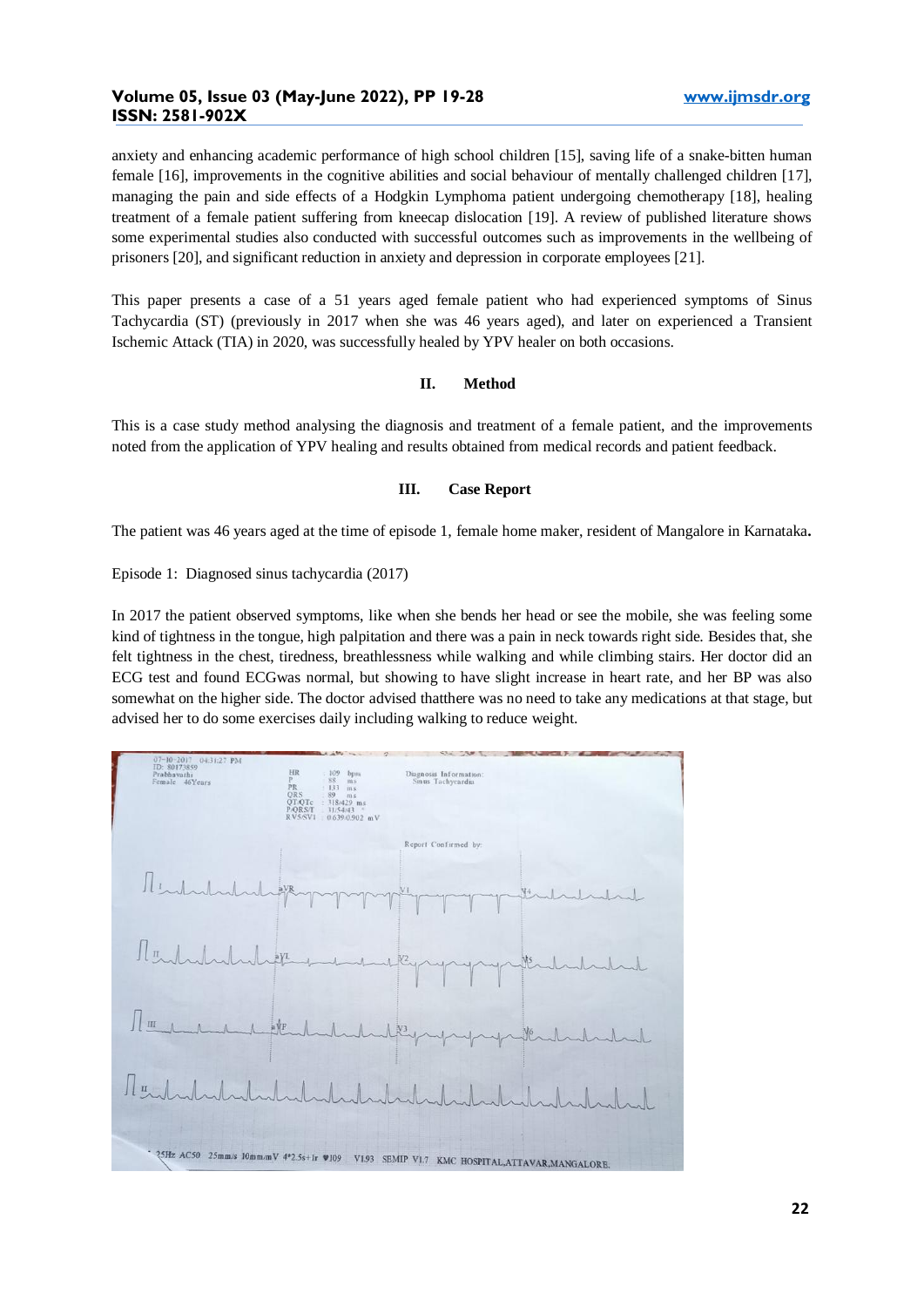anxiety and enhancing academic performance of high school children [15], saving life of a snake-bitten human female [16], improvements in the cognitive abilities and social behaviour of mentally challenged children [17], managing the pain and side effects of a Hodgkin Lymphoma patient undergoing chemotherapy [18], healing treatment of a female patient suffering from kneecap dislocation [19]. A review of published literature shows some experimental studies also conducted with successful outcomes such as improvements in the wellbeing of prisoners [20], and significant reduction in anxiety and depression in corporate employees [21].

This paper presents a case of a 51 years aged female patient who had experienced symptoms of Sinus Tachycardia (ST) (previously in 2017 when she was 46 years aged), and later on experienced a Transient Ischemic Attack (TIA) in 2020, was successfully healed by YPV healer on both occasions.

## II. Method

This is a case study method analysing the diagnosis and treatment of a female patient, and the improvements noted from the application of YPV healing and results obtained from medical records and patient feedback.

## III. Case Report

The patient was 46 years aged at the time of episode 1, female home maker, resident of Mangalore in Karnataka**.**

Episode 1: Diagnosed sinus tachycardia (2017)

In 2017 the patient observed symptoms, like when she bends her head or see the mobile, she was feeling some kind of tightness in the tongue, high palpitation and there was a pain in neck towards right side. Besides that, she felt tightness in the chest, tiredness, breathlessness while walking and while climbing stairs. Her doctor did an ECG test and found ECGwas normal, but showing to have slight increase in heart rate, and her BP was also somewhat on the higher side. The doctor advised thatthere was no need to take any medications at that stage, but advised her to do some exercises daily including walking to reduce weight.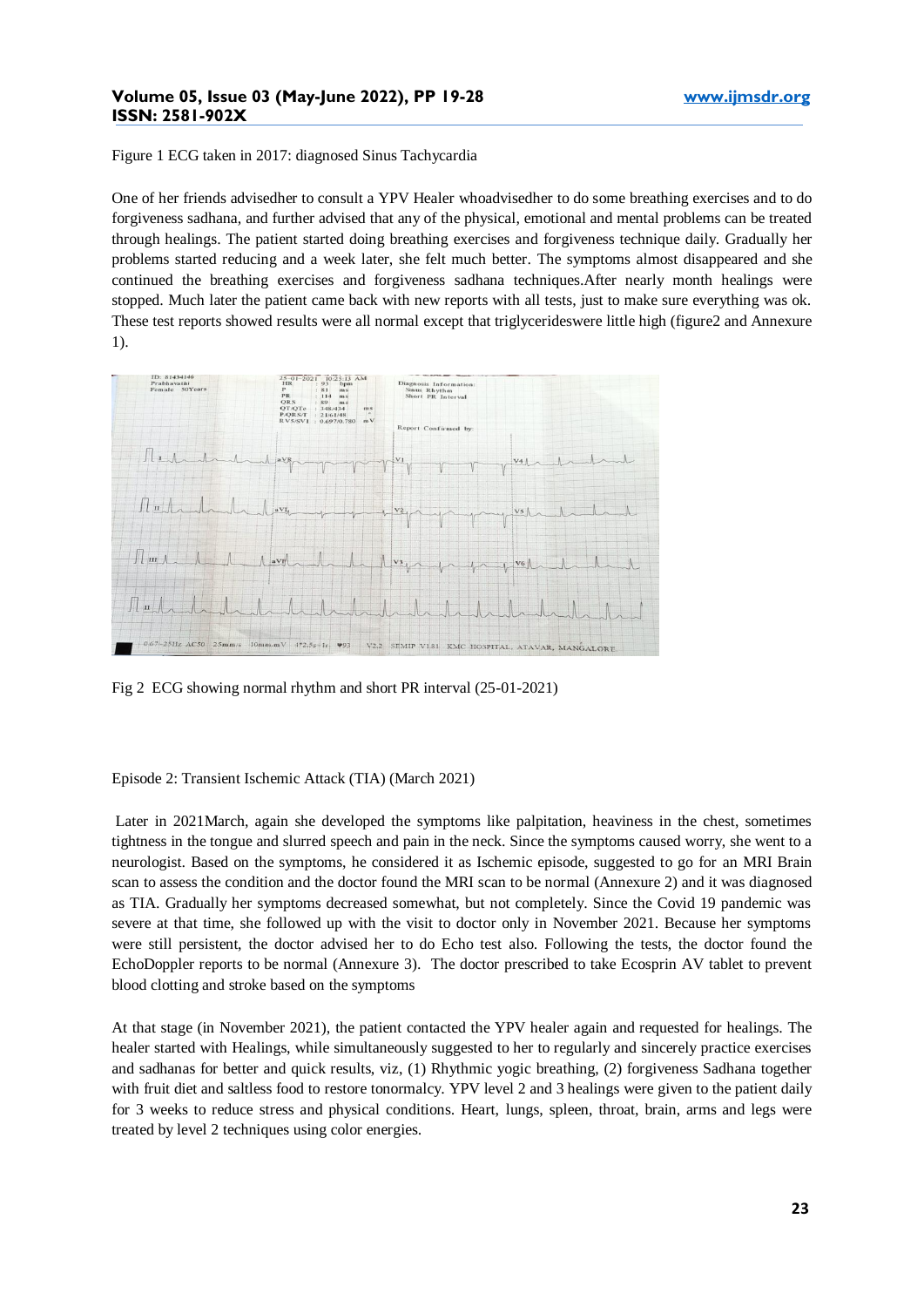Figure 1 ECG taken in 2017: diagnosed Sinus Tachycardia

One of her friends advisedher to consult a YPV Healer whoadvisedher to do some breathing exercises and to do forgiveness sadhana, and further advised that any of the physical, emotional and mental problems can be treated through healings. The patient started doing breathing exercises and forgiveness technique daily. Gradually her problems started reducing and a week later, she felt much better. The symptoms almost disappeared and she continued the breathing exercises and forgiveness sadhana techniques.After nearly month healings were stopped. Much later the patient came back with new reports with all tests, just to make sure everything was ok. These test reports showed results were all normal except that triglycerideswere little high (figure2 and Annexure 1).

Fig 2 ECG showing normal rhythm and short PR interval (25-01-2021)

Episode 2: Transient Ischemic Attack (TIA) (March 2021)

Later in 2021March, again she developed the symptoms like palpitation, heaviness in the chest, sometimes tightness in the tongue and slurred speech and pain in the neck. Since the symptoms caused worry, she went to a neurologist. Based on the symptoms, he considered it as Ischemic episode, suggested to go for an MRI Brain scan to assess the condition and the doctor found the MRI scan to be normal (Annexure 2) and it was diagnosed as TIA. Gradually her symptoms decreased somewhat, but not completely. Since the Covid 19 pandemic was severe at that time, she followed up with the visit to doctor only in November 2021. Because her symptoms were still persistent, the doctor advised her to do Echo test also. Following the tests, the doctor found the EchoDoppler reports to be normal (Annexure 3). The doctor prescribed to take Ecosprin AV tablet to prevent blood clotting and stroke based on the symptoms

At that stage (in November 2021), the patient contacted the YPV healer again and requested for healings. The healer started with Healings, while simultaneously suggested to her to regularly and sincerely practice exercises and sadhanas for better and quick results, viz, (1) Rhythmic yogic breathing, (2) forgiveness Sadhana together with fruit diet and saltless food to restore tonormalcy. YPV level 2 and 3 healings were given to the patient daily for 3 weeks to reduce stress and physical conditions. Heart, lungs, spleen, throat, brain, arms and legs were treated by level 2 techniques using color energies.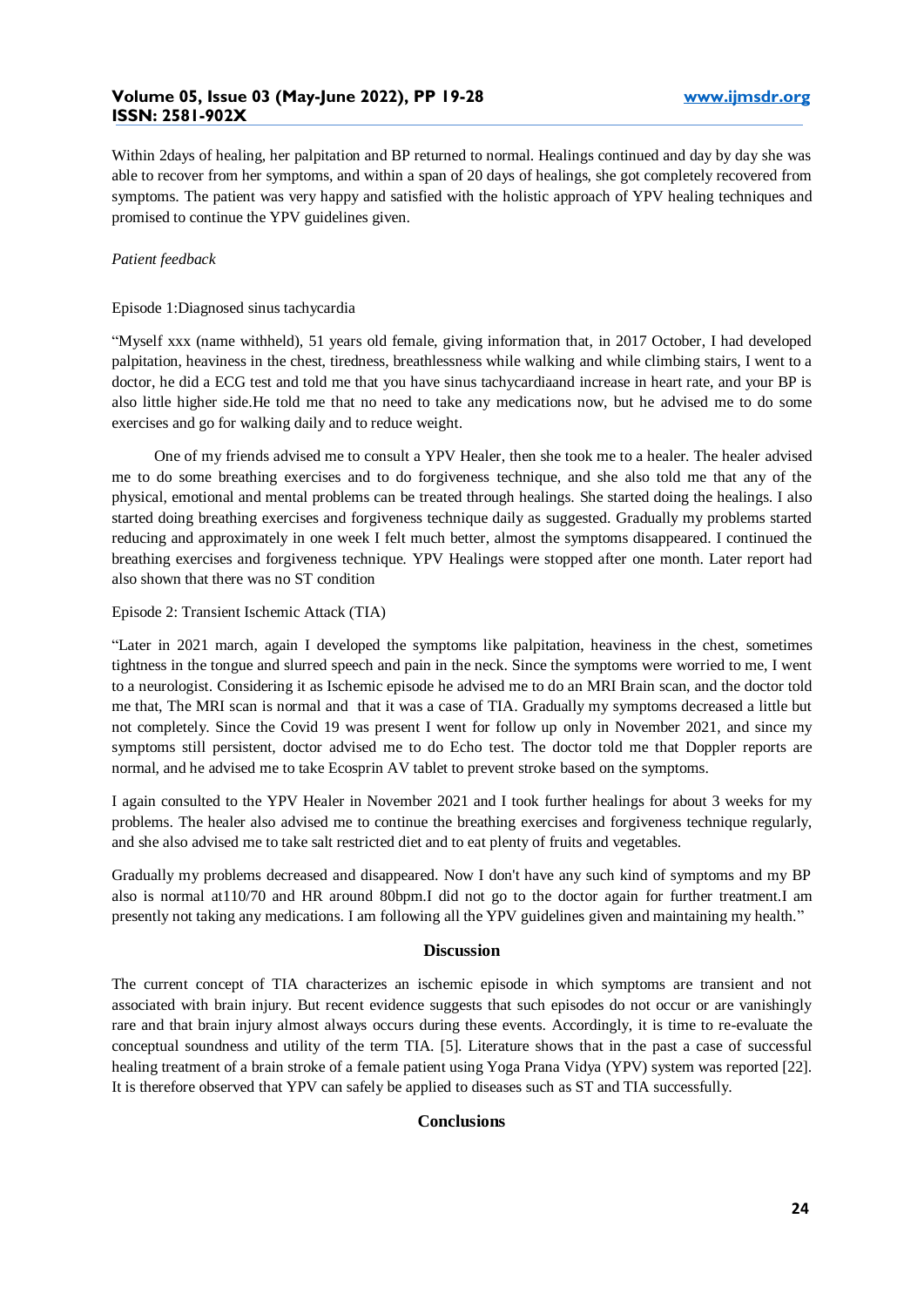Within 2days of healing, her palpitation and BP returned to normal. Healings continued and day by day she was able to recover from her symptoms, and within a span of 20 days of healings, she got completely recovered from symptoms. The patient was very happy and satisfied with the holistic approach of YPV healing techniques and promised to continue the YPV guidelines given.

*Patient feedback*

Episode 1:Diagnosed sinus tachycardia

"Myself xxx (name withheld), 51 years old female, giving information that, in 2017 October, I had developed palpitation, heaviness in the chest, tiredness, breathlessness while walking and while climbing stairs, I went to a doctor, he did a ECG test and told me that you have sinus tachycardiaand increase in heart rate, and your BP is also little higher side.He told me that no need to take any medications now, but he advised me to do some exercises and go for walking daily and to reduce weight.

One of my friends advised me to consult a YPV Healer, then she took me to a healer. The healer advised me to do some breathing exercises and to do forgiveness technique, and she also told me that any of the physical, emotional and mental problems can be treated through healings. She started doing the healings. I also started doing breathing exercises and forgiveness technique daily as suggested. Gradually my problems started reducing and approximately in one week I felt much better, almost the symptoms disappeared. I continued the breathing exercises and forgiveness technique. YPV Healings were stopped after one month. Later report had also shown that there was no ST condition

Episode 2: Transient Ischemic Attack (TIA)

"Later in 2021 march, again I developed the symptoms like palpitation, heaviness in the chest, sometimes tightness in the tongue and slurred speech and pain in the neck. Since the symptoms were worried to me, I went to a neurologist. Considering it as Ischemic episode he advised me to do an MRI Brain scan, and the doctor told me that, The MRI scan is normal and that it was a case of TIA. Gradually my symptoms decreased a little but not completely. Since the Covid 19 was present I went for follow up only in November 2021, and since my symptoms still persistent, doctor advised me to do Echo test. The doctor told me that Doppler reports are normal, and he advised me to take Ecosprin AV tablet to prevent stroke based on the symptoms.

I again consulted to the YPV Healer in November 2021 and I took further healings for about 3 weeks for my problems. The healer also advised me to continue the breathing exercises and forgiveness technique regularly, and she also advised me to take salt restricted diet and to eat plenty of fruits and vegetables.

Gradually my problems decreased and disappeared. Now I don't have any such kind of symptoms and my BP also is normal at110/70 and HR around 80bpm.I did not go to the doctor again for further treatment.I am presently not taking any medications. I am following all the YPV guidelines given and maintaining my health."

## Discussion

The current concept of TIA characterizes an ischemic episode in which symptoms are transient and not associated with brain injury. But recent evidence suggests that such episodes do not occur or are vanishingly rare and that brain injury almost always occurs during these events. Accordingly, it is time to re-evaluate the conceptual soundness and utility of the term TIA. [5]. Literature shows that in the past a case of successful healing treatment of a brain stroke of a female patient using Yoga Prana Vidya (YPV) system was reported [22]. It is therefore observed that YPV can safely be applied to diseases such as ST and TIA successfully.

## Conclusions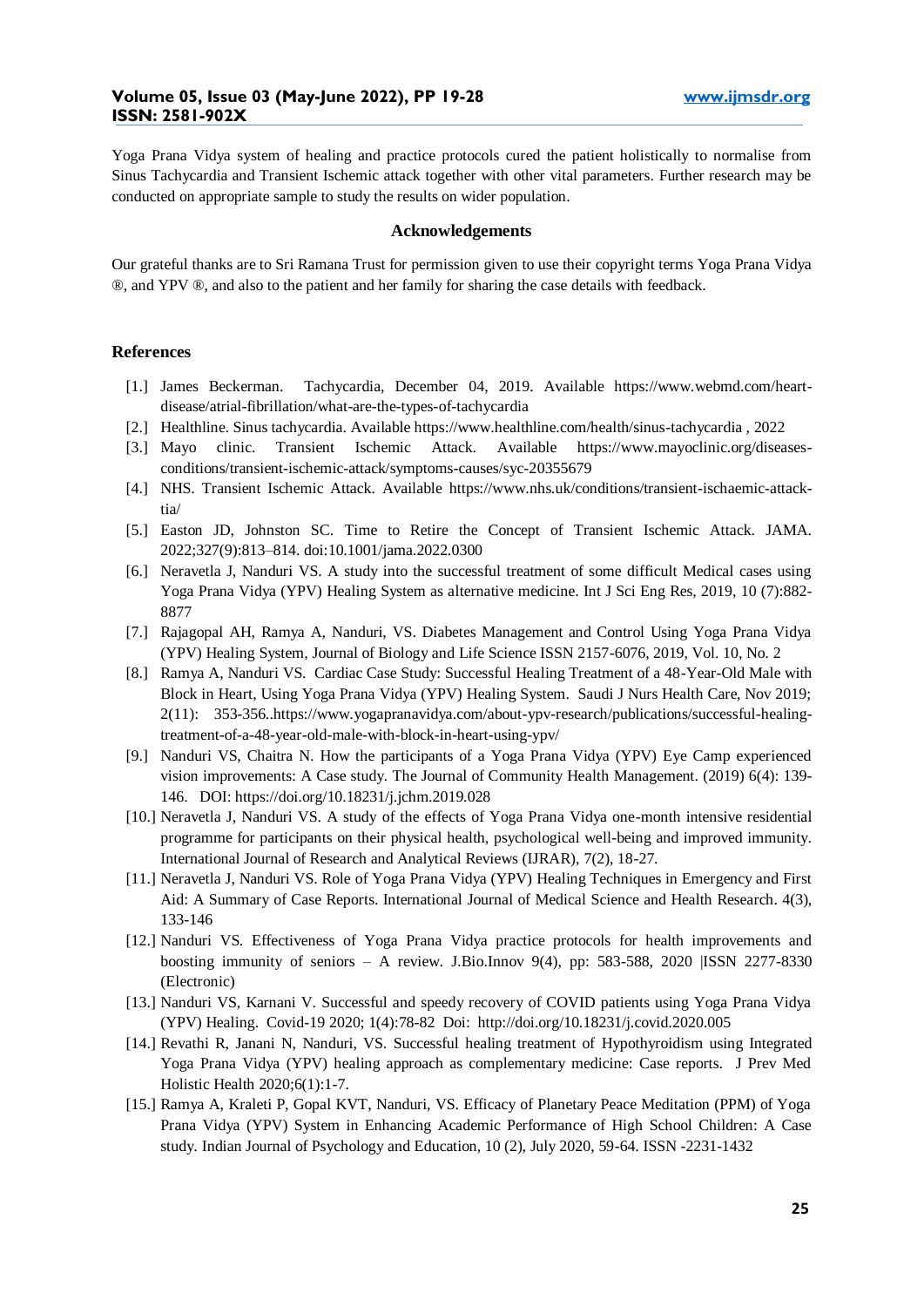Yoga Prana Vidya system of healing and practice protocols cured the patient holistically to normalise from Sinus Tachycardia and Transient Ischemic attack together with other vital parameters. Further research may be conducted on appropriate sample to study the results on wider population.

## Acknowledgements

Our grateful thanks are to Sri Ramana Trust for permission given to use their copyright terms Yoga Prana Vidya ®, and YPV ®, and also to the patient and her family for sharing the case details with feedback.

## References

[1.] James Beckerman. Tachycardia, December 04, 2019. Available https://www.webmd.com/heart-disease/atrial-fibrillation/what-are-the-types-of-tachycardia

[2.] Healthline. Sinus tachycardia. Available https://www.healthline.com/health/sinus-tachycardia , 2022

[3.] Mayo clinic. Transient Ischemic Attack. Available https://www.mayoclinic.org/diseases-conditions/transient-ischemic-attack/symptoms-causes/syc-20355679

[4.] NHS. Transient Ischemic Attack. Available https://www.nhs.uk/conditions/transient-ischaemic-attack-tia/

[5.] Easton JD, Johnston SC. Time to Retire the Concept of Transient Ischemic Attack. JAMA. 2022;327(9):813–814. doi:10.1001/jama.2022.0300

[6.] Neravetla J, Nanduri VS. A study into the successful treatment of some difficult Medical cases using Yoga Prana Vidya (YPV) Healing System as alternative medicine. Int J Sci Eng Res, 2019, 10 (7):882-8877

[7.] Rajagopal AH, Ramya A, Nanduri, VS. Diabetes Management and Control Using Yoga Prana Vidya (YPV) Healing System, Journal of Biology and Life Science ISSN 2157-6076, 2019, Vol. 10, No. 2

[8.] Ramya A, Nanduri VS. Cardiac Case Study: Successful Healing Treatment of a 48-Year-Old Male with Block in Heart, Using Yoga Prana Vidya (YPV) Healing System. Saudi J Nurs Health Care, Nov 2019; 2(11): 353-356..https://www.yogapranavidya.com/about-ypv-research/publications/successful-healing-treatment-of-a-48-year-old-male-with-block-in-heart-using-ypv/

[9.] Nanduri VS, Chaitra N. How the participants of a Yoga Prana Vidya (YPV) Eye Camp experienced vision improvements: A Case study. The Journal of Community Health Management. (2019) 6(4): 139-146. DOI: https://doi.org/10.18231/j.jchm.2019.028

[10.] Neravetla J, Nanduri VS. A study of the effects of Yoga Prana Vidya one-month intensive residential programme for participants on their physical health, psychological well-being and improved immunity. International Journal of Research and Analytical Reviews (IJRAR), 7(2), 18-27.

[11.] Neravetla J, Nanduri VS. Role of Yoga Prana Vidya (YPV) Healing Techniques in Emergency and First Aid: A Summary of Case Reports. International Journal of Medical Science and Health Research. 4(3), 133-146

[12.] Nanduri VS. Effectiveness of Yoga Prana Vidya practice protocols for health improvements and boosting immunity of seniors – A review. J.Bio.Innov 9(4), pp: 583-588, 2020 |ISSN 2277-8330 (Electronic)

[13.] Nanduri VS, Karnani V. Successful and speedy recovery of COVID patients using Yoga Prana Vidya (YPV) Healing. Covid-19 2020; 1(4):78-82 Doi: http://doi.org/10.18231/j.covid.2020.005

[14.] Revathi R, Janani N, Nanduri, VS. Successful healing treatment of Hypothyroidism using Integrated Yoga Prana Vidya (YPV) healing approach as complementary medicine: Case reports. J Prev Med Holistic Health 2020;6(1):1-7.

[15.] Ramya A, Kraleti P, Gopal KVT, Nanduri, VS. Efficacy of Planetary Peace Meditation (PPM) of Yoga Prana Vidya (YPV) System in Enhancing Academic Performance of High School Children: A Case study. Indian Journal of Psychology and Education, 10 (2), July 2020, 59-64. ISSN -2231-1432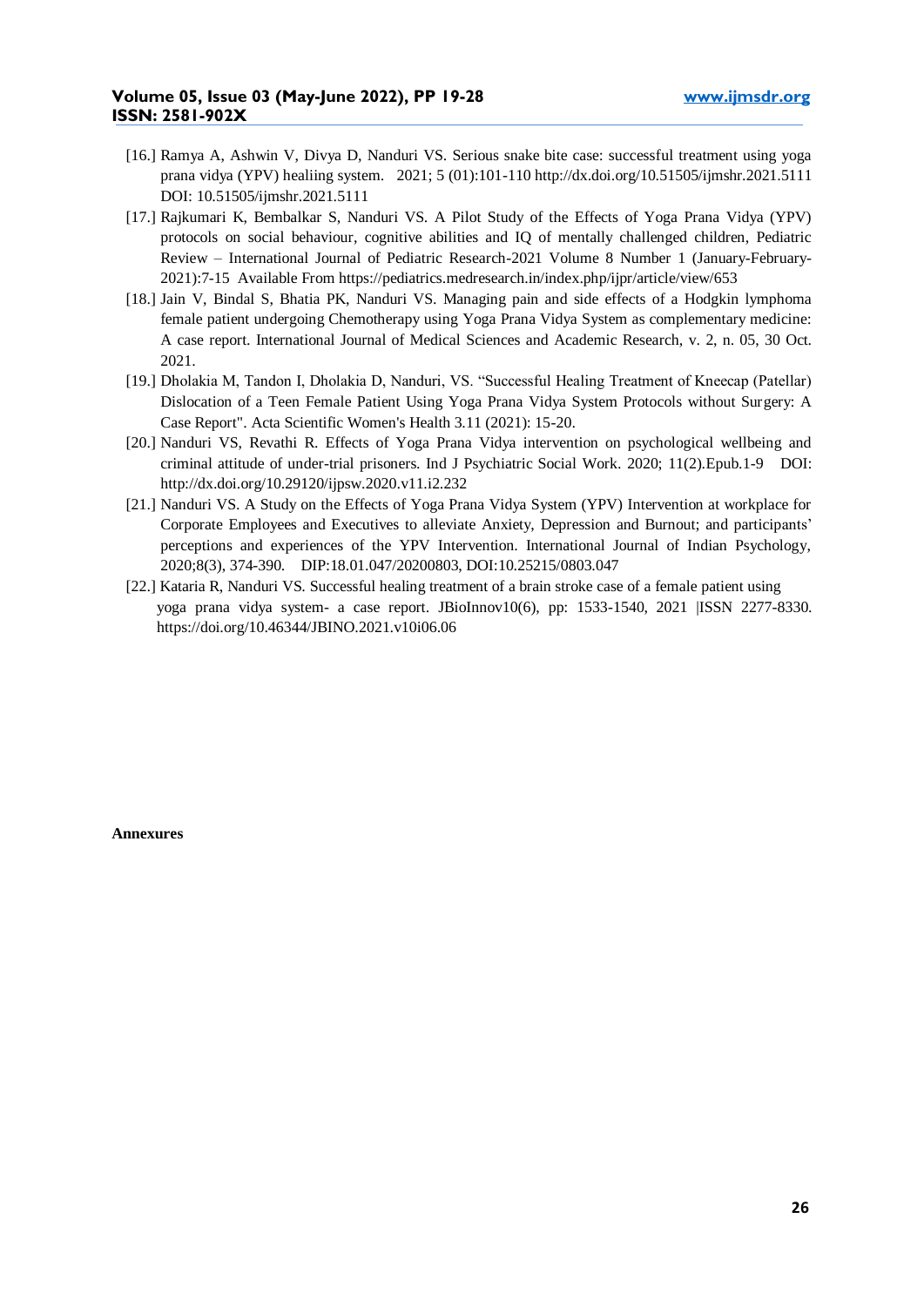[16.] Ramya A, Ashwin V, Divya D, Nanduri VS. Serious snake bite case: successful treatment using yoga prana vidya (YPV) healiing system. 2021; 5 (01):101-110 http://dx.doi.org/10.51505/ijmshr.2021.5111 DOI: 10.51505/ijmshr.2021.5111

[17.] Rajkumari K, Bembalkar S, Nanduri VS. A Pilot Study of the Effects of Yoga Prana Vidya (YPV) protocols on social behaviour, cognitive abilities and IQ of mentally challenged children, Pediatric Review – International Journal of Pediatric Research-2021 Volume 8 Number 1 (January-February-2021):7-15 Available From https://pediatrics.medresearch.in/index.php/ijpr/article/view/653

[18.] Jain V, Bindal S, Bhatia PK, Nanduri VS. Managing pain and side effects of a Hodgkin lymphoma female patient undergoing Chemotherapy using Yoga Prana Vidya System as complementary medicine: A case report. International Journal of Medical Sciences and Academic Research, v. 2, n. 05, 30 Oct. 2021.

[19.] Dholakia M, Tandon I, Dholakia D, Nanduri, VS. "Successful Healing Treatment of Kneecap (Patellar) Dislocation of a Teen Female Patient Using Yoga Prana Vidya System Protocols without Surgery: A Case Report". Acta Scientific Women's Health 3.11 (2021): 15-20.

[20.] Nanduri VS, Revathi R. Effects of Yoga Prana Vidya intervention on psychological wellbeing and criminal attitude of under-trial prisoners. Ind J Psychiatric Social Work. 2020; 11(2).Epub.1-9 DOI: http://dx.doi.org/10.29120/ijpsw.2020.v11.i2.232

[21.] Nanduri VS. A Study on the Effects of Yoga Prana Vidya System (YPV) Intervention at workplace for Corporate Employees and Executives to alleviate Anxiety, Depression and Burnout; and participants' perceptions and experiences of the YPV Intervention. International Journal of Indian Psychology, 2020;8(3), 374-390. DIP:18.01.047/20200803, DOI:10.25215/0803.047

[22.] Kataria R, Nanduri VS. Successful healing treatment of a brain stroke case of a female patient using yoga prana vidya system- a case report. JBioInnov10(6), pp: 1533-1540, 2021 |ISSN 2277-8330. https://doi.org/10.46344/JBINO.2021.v10i06.06

**Annexures**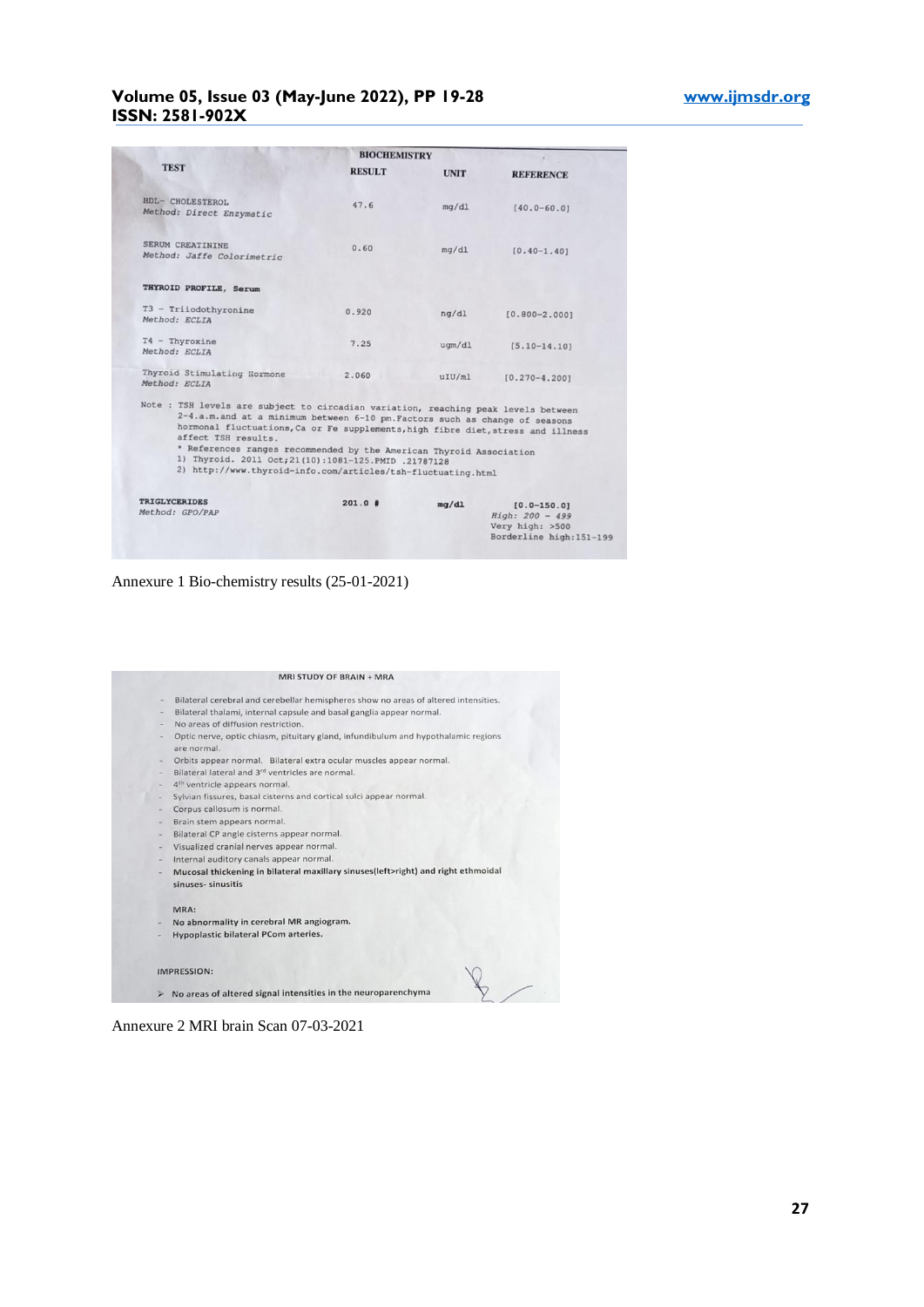| TEST | BIOCHEMISTRY RESULT | UNIT | REFERENCE |
|---|---|---|---|
| HDL- CHOLESTEROL<br>*Method: Direct Enzymatic* | 47.6 | mg/dl | [40.0-60.0] |
| SERUM CREATININE<br>*Method: Jaffe Colorimetric* | 0.60 | mg/dl | [0.40-1.40] |
| **THYROID PROFILE, Serum** | | | |
| T3 - Triiodothyronine<br>*Method: ECLIA* | 0.920 | ng/dl | [0.800-2.000] |
| T4 - Thyroxine<br>*Method: ECLIA* | 7.25 | ugm/dl | [5.10-14.10] |
| Thyroid Stimulating Hormone<br>*Method: ECLIA* | 2.060 | uIU/ml | [0.270-4.200] |

Note : TSH levels are subject to circadian variation, reaching peak levels between 2-4.a.m.and at a minimum between 6-10 pm.Factors such as change of seasons hormonal fluctuations,Ca or Fe supplements,high fibre diet,stress and illness affect TSH results.
* References ranges recommended by the American Thyroid Association
1) Thyroid. 2011 Oct;21(10):1081-125.PMID .21787128
2) http://www.thyroid-info.com/articles/tsh-fluctuating.html

| TEST | RESULT | UNIT | REFERENCE |
|---|---|---|---|
| **TRIGLYCERIDES**<br>*Method: GPO/PAP* | **201.0 #** | **mg/dl** | [0.0-150.0]<br>*High: 200 - 499*<br>Very high: >500<br>Borderline high:151-199 |

Annexure 1 Bio-chemistry results (25-01-2021)

**MRI STUDY OF BRAIN + MRA**

- Bilateral cerebral and cerebellar hemispheres show no areas of altered intensities.
- Bilateral thalami, internal capsule and basal ganglia appear normal.
- No areas of diffusion restriction.
- Optic nerve, optic chiasm, pituitary gland, infundibulum and hypothalamic regions are normal.
- Orbits appear normal. Bilateral extra ocular muscles appear normal.
- Bilateral lateral and 3rd ventricles are normal.
- 4th ventricle appears normal.
- Sylvian fissures, basal cisterns and cortical sulci appear normal.
- Corpus callosum is normal.
- Brain stem appears normal.
- Bilateral CP angle cisterns appear normal.
- Visualized cranial nerves appear normal.
- Internal auditory canals appear normal.
- **Mucosal thickening in bilateral maxillary sinuses(left>right) and right ethmoidal sinuses- sinusitis**

MRA:

- **No abnormality in cerebral MR angiogram.**
- **Hypoplastic bilateral PCom arteries.**

IMPRESSION:

- No areas of altered signal intensities in the neuroparenchyma

Annexure 2 MRI brain Scan 07-03-2021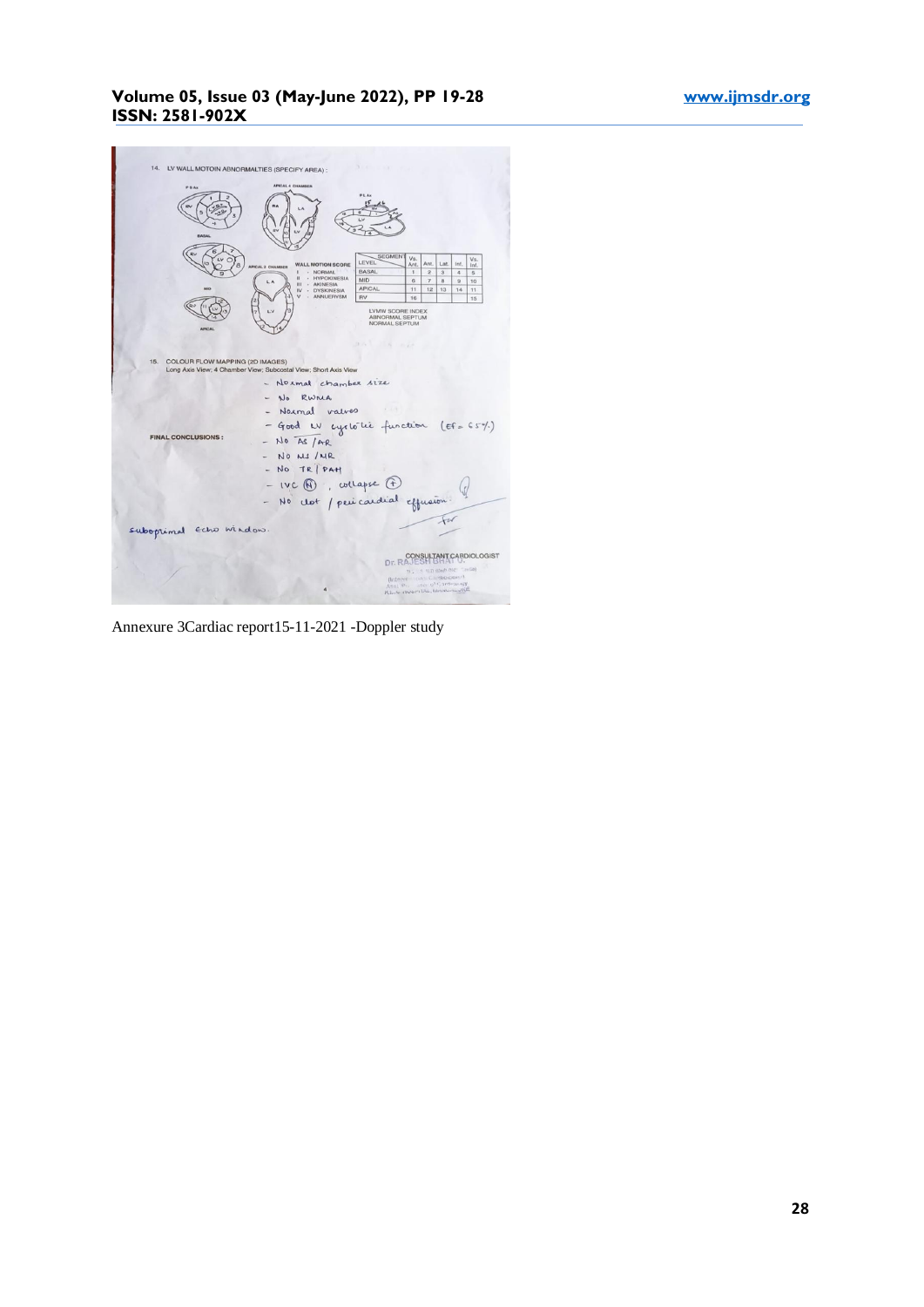14. LV WALL MOTOIN ABNORMALTIES (SPECIFY AREA) :

WALL MOTION SCORE
I - NORMAL
II - HYPOKINESIA
III - AKINESIA
IV - DYSKINESIA
V - ANNUERYSM

| SEGMENT / LEVEL | Vs. Ant. | Ant. | Lat. | Inf. | Vs. Inf. |
|---|---|---|---|---|---|
| BASAL | 1 | 2 | 3 | 4 | 5 |
| MID | 6 | 7 | 8 | 9 | 10 |
| APICAL | 11 | 12 | 13 | 14 | 11 |
| RV | 16 | | | | 15 |

LVMW SCORE INDEX
ABNORMAL SEPTUM
NORMAL SEPTUM

15. COLOUR FLOW MAPPING (2D IMAGES)
Long Axis View; 4 Chamber View; Subcostal View; Short Axis View

FINAL CONCLUSIONS :

- Normal chamber size
- No RWMA
- Normal valves
- Good LV systolic function (EF = 65%)
- No AS / AR
- No MS / MR
- No TR / PAH
- IVC (N), collapse (+)
- No clot / pericardial effusion

Suboptimal echo window.

Dr. RAJESH BHAT U.
CONSULTANT CARDIOLOGIST

Annexure 3Cardiac report15-11-2021 -Doppler study